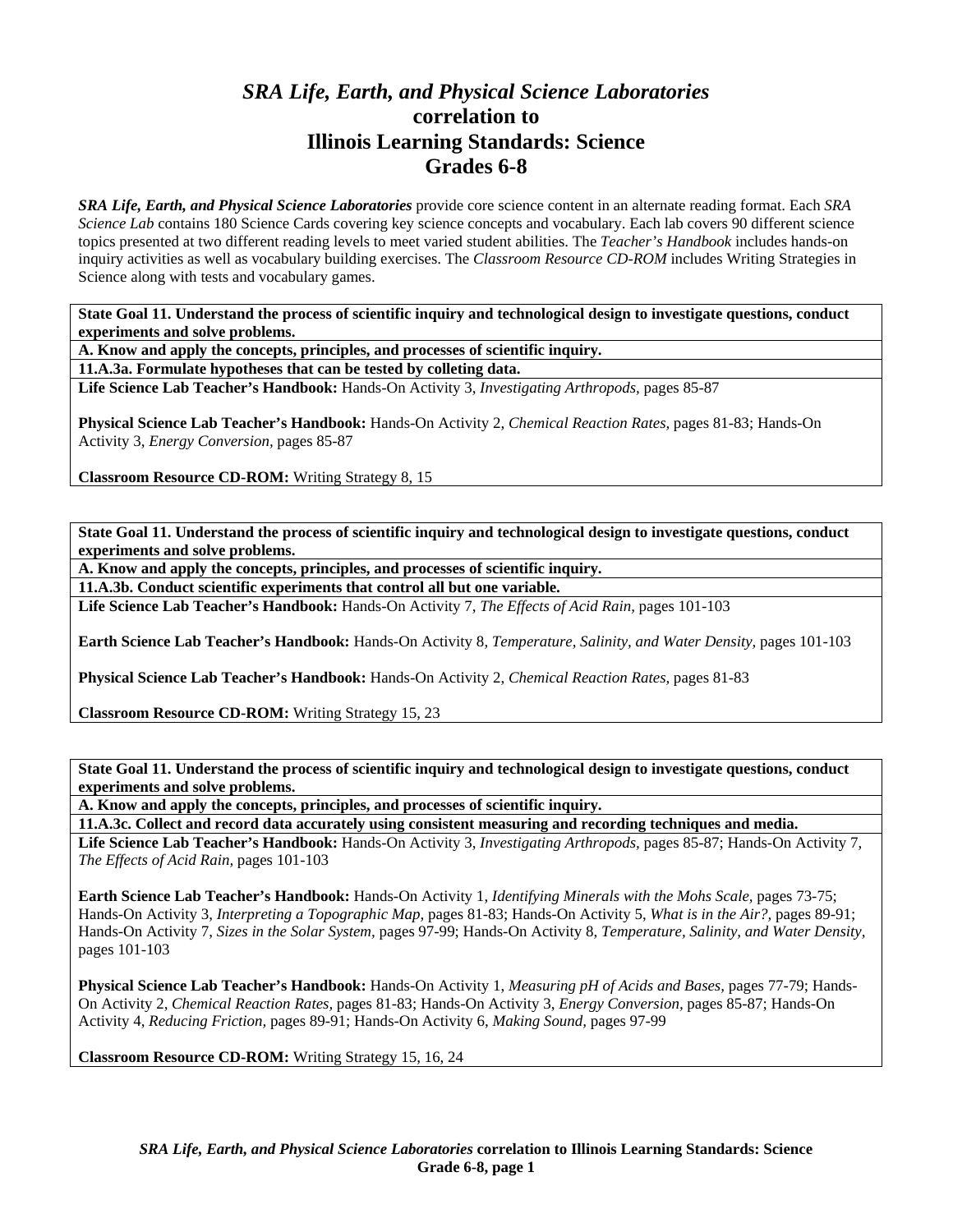# *SRA Life, Earth, and Physical Science Laboratories* correlation to Illinois Learning Standards: Science Grades 6-8

***SRA Life, Earth, and Physical Science Laboratories*** provide core science content in an alternate reading format. Each *SRA Science Lab* contains 180 Science Cards covering key science concepts and vocabulary. Each lab covers 90 different science topics presented at two different reading levels to meet varied student abilities. The *Teacher's Handbook* includes hands-on inquiry activities as well as vocabulary building exercises. The *Classroom Resource CD-ROM* includes Writing Strategies in Science along with tests and vocabulary games.

**State Goal 11. Understand the process of scientific inquiry and technological design to investigate questions, conduct experiments and solve problems.**

**A. Know and apply the concepts, principles, and processes of scientific inquiry.**

**11.A.3a. Formulate hypotheses that can be tested by colleting data.**

**Life Science Lab Teacher's Handbook:** Hands-On Activity 3, *Investigating Arthropods,* pages 85-87

**Physical Science Lab Teacher's Handbook:** Hands-On Activity 2, *Chemical Reaction Rates,* pages 81-83; Hands-On Activity 3, *Energy Conversion,* pages 85-87

**Classroom Resource CD-ROM:** Writing Strategy 8, 15

**State Goal 11. Understand the process of scientific inquiry and technological design to investigate questions, conduct experiments and solve problems.**

**A. Know and apply the concepts, principles, and processes of scientific inquiry.**

**11.A.3b. Conduct scientific experiments that control all but one variable.**

**Life Science Lab Teacher's Handbook:** Hands-On Activity 7, *The Effects of Acid Rain,* pages 101-103

**Earth Science Lab Teacher's Handbook:** Hands-On Activity 8, *Temperature, Salinity, and Water Density,* pages 101-103

**Physical Science Lab Teacher's Handbook:** Hands-On Activity 2, *Chemical Reaction Rates,* pages 81-83

**Classroom Resource CD-ROM:** Writing Strategy 15, 23

**State Goal 11. Understand the process of scientific inquiry and technological design to investigate questions, conduct experiments and solve problems.**

**A. Know and apply the concepts, principles, and processes of scientific inquiry.**

**11.A.3c. Collect and record data accurately using consistent measuring and recording techniques and media.**

**Life Science Lab Teacher's Handbook:** Hands-On Activity 3, *Investigating Arthropods,* pages 85-87; Hands-On Activity 7, *The Effects of Acid Rain,* pages 101-103

**Earth Science Lab Teacher's Handbook:** Hands-On Activity 1, *Identifying Minerals with the Mohs Scale,* pages 73-75; Hands-On Activity 3, *Interpreting a Topographic Map,* pages 81-83; Hands-On Activity 5, *What is in the Air?,* pages 89-91; Hands-On Activity 7, *Sizes in the Solar System,* pages 97-99; Hands-On Activity 8, *Temperature, Salinity, and Water Density,* pages 101-103

**Physical Science Lab Teacher's Handbook:** Hands-On Activity 1, *Measuring pH of Acids and Bases,* pages 77-79; Hands-On Activity 2, *Chemical Reaction Rates,* pages 81-83; Hands-On Activity 3, *Energy Conversion,* pages 85-87; Hands-On Activity 4, *Reducing Friction,* pages 89-91; Hands-On Activity 6, *Making Sound,* pages 97-99

**Classroom Resource CD-ROM:** Writing Strategy 15, 16, 24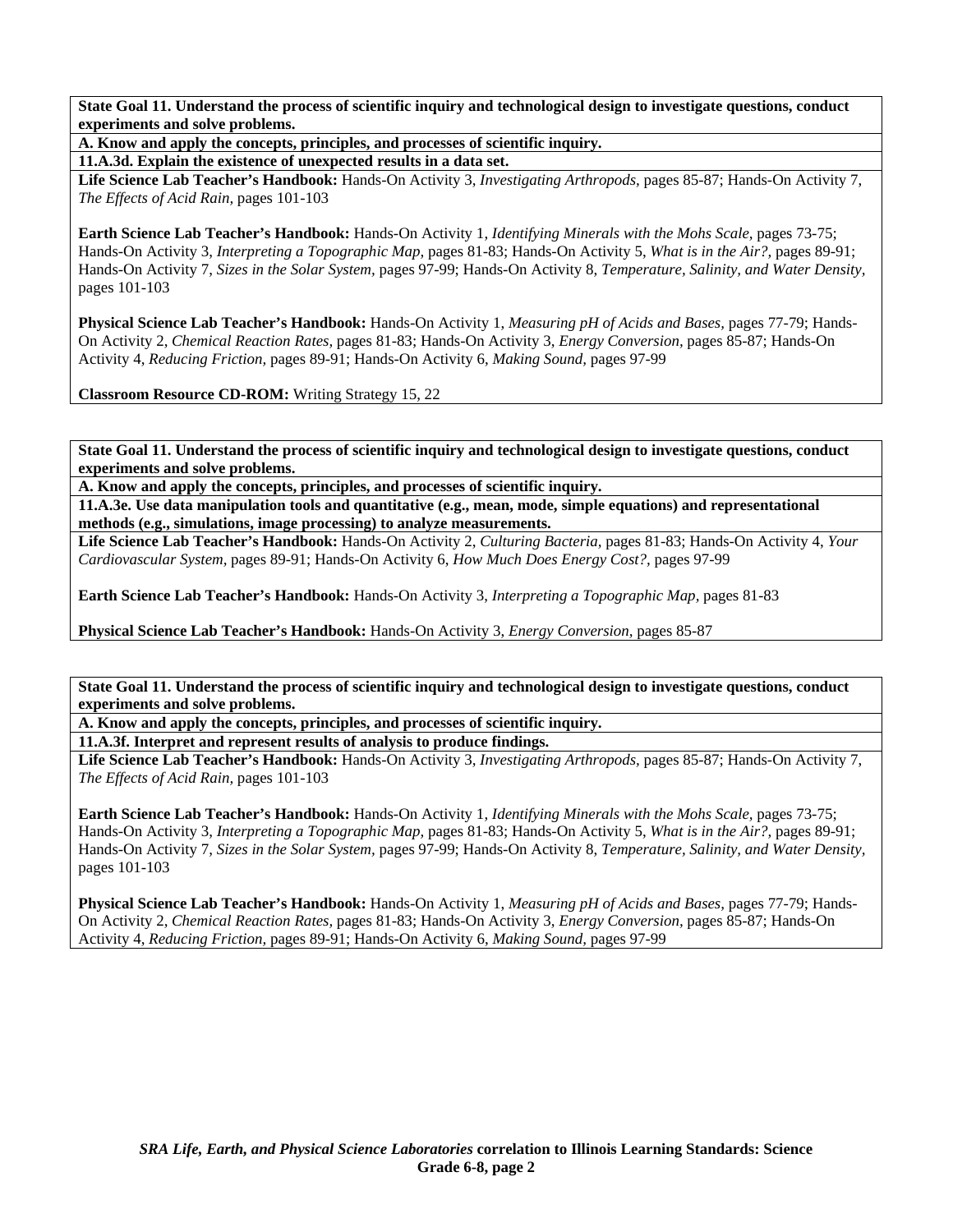**State Goal 11. Understand the process of scientific inquiry and technological design to investigate questions, conduct experiments and solve problems.**

**A. Know and apply the concepts, principles, and processes of scientific inquiry.**

**11.A.3d. Explain the existence of unexpected results in a data set.**

**Life Science Lab Teacher's Handbook:** Hands-On Activity 3, *Investigating Arthropods,* pages 85-87; Hands-On Activity 7, *The Effects of Acid Rain,* pages 101-103

**Earth Science Lab Teacher's Handbook:** Hands-On Activity 1, *Identifying Minerals with the Mohs Scale,* pages 73-75; Hands-On Activity 3, *Interpreting a Topographic Map,* pages 81-83; Hands-On Activity 5, *What is in the Air?,* pages 89-91; Hands-On Activity 7, *Sizes in the Solar System,* pages 97-99; Hands-On Activity 8, *Temperature, Salinity, and Water Density,* pages 101-103

**Physical Science Lab Teacher's Handbook:** Hands-On Activity 1, *Measuring pH of Acids and Bases,* pages 77-79; Hands-On Activity 2, *Chemical Reaction Rates,* pages 81-83; Hands-On Activity 3, *Energy Conversion,* pages 85-87; Hands-On Activity 4, *Reducing Friction,* pages 89-91; Hands-On Activity 6, *Making Sound,* pages 97-99

**Classroom Resource CD-ROM:** Writing Strategy 15, 22

---

**State Goal 11. Understand the process of scientific inquiry and technological design to investigate questions, conduct experiments and solve problems.**

**A. Know and apply the concepts, principles, and processes of scientific inquiry.**

**11.A.3e. Use data manipulation tools and quantitative (e.g., mean, mode, simple equations) and representational methods (e.g., simulations, image processing) to analyze measurements.**

**Life Science Lab Teacher's Handbook:** Hands-On Activity 2, *Culturing Bacteria,* pages 81-83; Hands-On Activity 4, *Your Cardiovascular System,* pages 89-91; Hands-On Activity 6, *How Much Does Energy Cost?,* pages 97-99

**Earth Science Lab Teacher's Handbook:** Hands-On Activity 3, *Interpreting a Topographic Map,* pages 81-83

**Physical Science Lab Teacher's Handbook:** Hands-On Activity 3, *Energy Conversion,* pages 85-87

---

**State Goal 11. Understand the process of scientific inquiry and technological design to investigate questions, conduct experiments and solve problems.**

**A. Know and apply the concepts, principles, and processes of scientific inquiry.**

**11.A.3f. Interpret and represent results of analysis to produce findings.**

**Life Science Lab Teacher's Handbook:** Hands-On Activity 3, *Investigating Arthropods,* pages 85-87; Hands-On Activity 7, *The Effects of Acid Rain,* pages 101-103

**Earth Science Lab Teacher's Handbook:** Hands-On Activity 1, *Identifying Minerals with the Mohs Scale,* pages 73-75; Hands-On Activity 3, *Interpreting a Topographic Map,* pages 81-83; Hands-On Activity 5, *What is in the Air?,* pages 89-91; Hands-On Activity 7, *Sizes in the Solar System,* pages 97-99; Hands-On Activity 8, *Temperature, Salinity, and Water Density,* pages 101-103

**Physical Science Lab Teacher's Handbook:** Hands-On Activity 1, *Measuring pH of Acids and Bases,* pages 77-79; Hands-On Activity 2, *Chemical Reaction Rates,* pages 81-83; Hands-On Activity 3, *Energy Conversion,* pages 85-87; Hands-On Activity 4, *Reducing Friction,* pages 89-91; Hands-On Activity 6, *Making Sound,* pages 97-99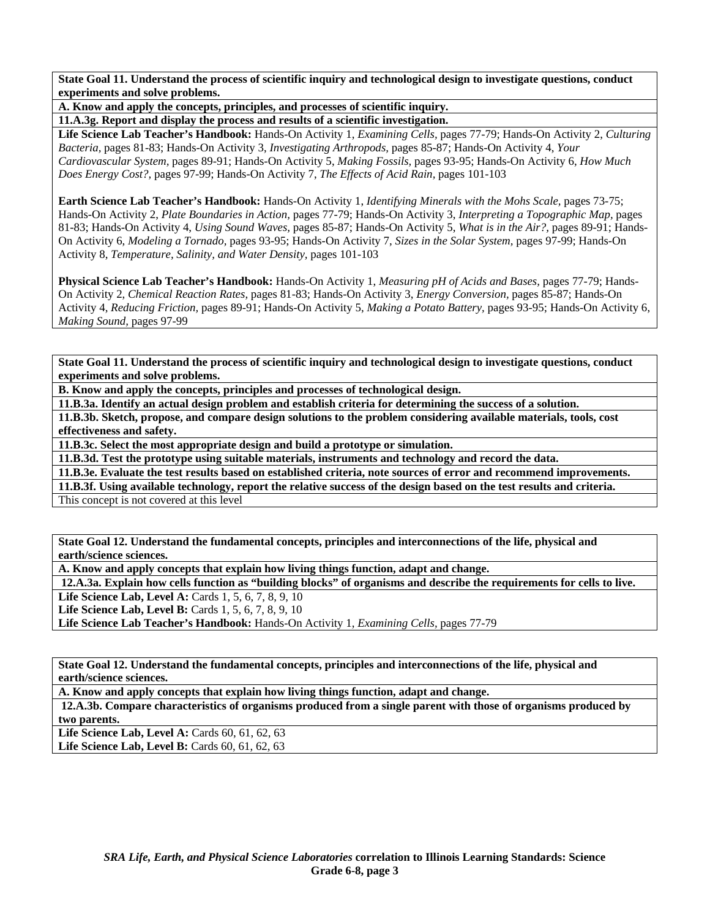**State Goal 11. Understand the process of scientific inquiry and technological design to investigate questions, conduct experiments and solve problems.**

**A. Know and apply the concepts, principles, and processes of scientific inquiry.**

**11.A.3g. Report and display the process and results of a scientific investigation.**

**Life Science Lab Teacher's Handbook:** Hands-On Activity 1, *Examining Cells,* pages 77-79; Hands-On Activity 2, *Culturing Bacteria,* pages 81-83; Hands-On Activity 3, *Investigating Arthropods,* pages 85-87; Hands-On Activity 4, *Your Cardiovascular System,* pages 89-91; Hands-On Activity 5, *Making Fossils*, pages 93-95; Hands-On Activity 6, *How Much Does Energy Cost?,* pages 97-99; Hands-On Activity 7, *The Effects of Acid Rain,* pages 101-103

**Earth Science Lab Teacher's Handbook:** Hands-On Activity 1, *Identifying Minerals with the Mohs Scale*, pages 73-75; Hands-On Activity 2, *Plate Boundaries in Action,* pages 77-79; Hands-On Activity 3, *Interpreting a Topographic Map,* pages 81-83; Hands-On Activity 4, *Using Sound Waves,* pages 85-87; Hands-On Activity 5, *What is in the Air?,* pages 89-91; Hands-On Activity 6, *Modeling a Tornado,* pages 93-95; Hands-On Activity 7, *Sizes in the Solar System,* pages 97-99; Hands-On Activity 8, *Temperature, Salinity, and Water Density,* pages 101-103

**Physical Science Lab Teacher's Handbook:** Hands-On Activity 1, *Measuring pH of Acids and Bases,* pages 77-79; Hands-On Activity 2, *Chemical Reaction Rates,* pages 81-83; Hands-On Activity 3, *Energy Conversion,* pages 85-87; Hands-On Activity 4, *Reducing Friction,* pages 89-91; Hands-On Activity 5, *Making a Potato Battery*, pages 93-95; Hands-On Activity 6, *Making Sound,* pages 97-99

**State Goal 11. Understand the process of scientific inquiry and technological design to investigate questions, conduct experiments and solve problems.**

**B. Know and apply the concepts, principles and processes of technological design.**

**11.B.3a. Identify an actual design problem and establish criteria for determining the success of a solution.**

**11.B.3b. Sketch, propose, and compare design solutions to the problem considering available materials, tools, cost effectiveness and safety.**

**11.B.3c. Select the most appropriate design and build a prototype or simulation.**

**11.B.3d. Test the prototype using suitable materials, instruments and technology and record the data.**

**11.B.3e. Evaluate the test results based on established criteria, note sources of error and recommend improvements.**

**11.B.3f. Using available technology, report the relative success of the design based on the test results and criteria.**

This concept is not covered at this level

**State Goal 12. Understand the fundamental concepts, principles and interconnections of the life, physical and earth/science sciences.**

**A. Know and apply concepts that explain how living things function, adapt and change.**

**12.A.3a. Explain how cells function as "building blocks" of organisms and describe the requirements for cells to live.**

**Life Science Lab, Level A:** Cards 1, 5, 6, 7, 8, 9, 10

**Life Science Lab, Level B:** Cards 1, 5, 6, 7, 8, 9, 10

**Life Science Lab Teacher's Handbook:** Hands-On Activity 1, *Examining Cells,* pages 77-79

**State Goal 12. Understand the fundamental concepts, principles and interconnections of the life, physical and earth/science sciences.**

**A. Know and apply concepts that explain how living things function, adapt and change.**

**12.A.3b. Compare characteristics of organisms produced from a single parent with those of organisms produced by two parents.**

**Life Science Lab, Level A:** Cards 60, 61, 62, 63

**Life Science Lab, Level B:** Cards 60, 61, 62, 63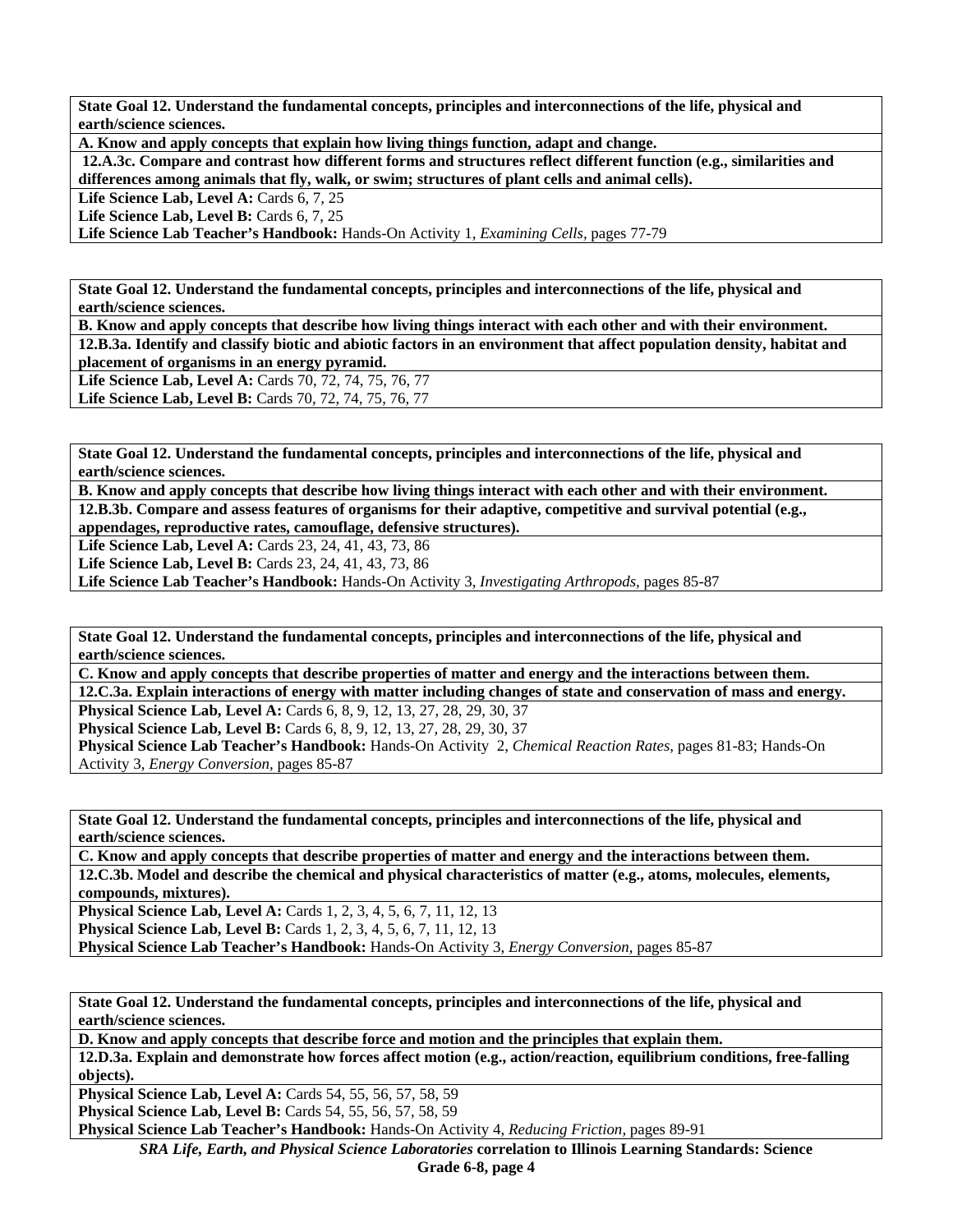**State Goal 12. Understand the fundamental concepts, principles and interconnections of the life, physical and earth/science sciences.**

**A. Know and apply concepts that explain how living things function, adapt and change.**

**12.A.3c. Compare and contrast how different forms and structures reflect different function (e.g., similarities and differences among animals that fly, walk, or swim; structures of plant cells and animal cells).**

**Life Science Lab, Level A:** Cards 6, 7, 25

**Life Science Lab, Level B:** Cards 6, 7, 25

**Life Science Lab Teacher's Handbook:** Hands-On Activity 1, *Examining Cells,* pages 77-79

---

**State Goal 12. Understand the fundamental concepts, principles and interconnections of the life, physical and earth/science sciences.**

**B. Know and apply concepts that describe how living things interact with each other and with their environment.**

**12.B.3a. Identify and classify biotic and abiotic factors in an environment that affect population density, habitat and placement of organisms in an energy pyramid.**

**Life Science Lab, Level A:** Cards 70, 72, 74, 75, 76, 77

**Life Science Lab, Level B:** Cards 70, 72, 74, 75, 76, 77

---

**State Goal 12. Understand the fundamental concepts, principles and interconnections of the life, physical and earth/science sciences.**

**B. Know and apply concepts that describe how living things interact with each other and with their environment.**

**12.B.3b. Compare and assess features of organisms for their adaptive, competitive and survival potential (e.g., appendages, reproductive rates, camouflage, defensive structures).**

**Life Science Lab, Level A:** Cards 23, 24, 41, 43, 73, 86

**Life Science Lab, Level B:** Cards 23, 24, 41, 43, 73, 86

**Life Science Lab Teacher's Handbook:** Hands-On Activity 3, *Investigating Arthropods,* pages 85-87

---

**State Goal 12. Understand the fundamental concepts, principles and interconnections of the life, physical and earth/science sciences.**

**C. Know and apply concepts that describe properties of matter and energy and the interactions between them.**

**12.C.3a. Explain interactions of energy with matter including changes of state and conservation of mass and energy.**

**Physical Science Lab, Level A:** Cards 6, 8, 9, 12, 13, 27, 28, 29, 30, 37

**Physical Science Lab, Level B:** Cards 6, 8, 9, 12, 13, 27, 28, 29, 30, 37

**Physical Science Lab Teacher's Handbook:** Hands-On Activity 2, *Chemical Reaction Rates,* pages 81-83; Hands-On Activity 3, *Energy Conversion,* pages 85-87

---

**State Goal 12. Understand the fundamental concepts, principles and interconnections of the life, physical and earth/science sciences.**

**C. Know and apply concepts that describe properties of matter and energy and the interactions between them.**

**12.C.3b. Model and describe the chemical and physical characteristics of matter (e.g., atoms, molecules, elements, compounds, mixtures).**

**Physical Science Lab, Level A:** Cards 1, 2, 3, 4, 5, 6, 7, 11, 12, 13

**Physical Science Lab, Level B:** Cards 1, 2, 3, 4, 5, 6, 7, 11, 12, 13

**Physical Science Lab Teacher's Handbook:** Hands-On Activity 3, *Energy Conversion,* pages 85-87

---

**State Goal 12. Understand the fundamental concepts, principles and interconnections of the life, physical and earth/science sciences.**

**D. Know and apply concepts that describe force and motion and the principles that explain them.**

**12.D.3a. Explain and demonstrate how forces affect motion (e.g., action/reaction, equilibrium conditions, free-falling objects).**

**Physical Science Lab, Level A:** Cards 54, 55, 56, 57, 58, 59

**Physical Science Lab, Level B:** Cards 54, 55, 56, 57, 58, 59

**Physical Science Lab Teacher's Handbook:** Hands-On Activity 4, *Reducing Friction,* pages 89-91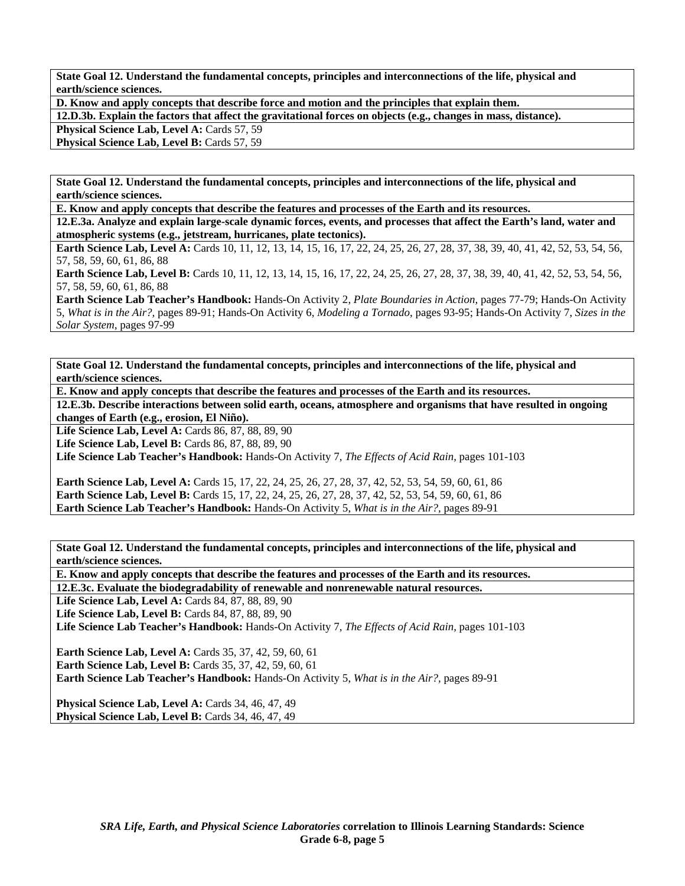**State Goal 12. Understand the fundamental concepts, principles and interconnections of the life, physical and earth/science sciences.**

**D. Know and apply concepts that describe force and motion and the principles that explain them.**

**12.D.3b. Explain the factors that affect the gravitational forces on objects (e.g., changes in mass, distance).**

**Physical Science Lab, Level A:** Cards 57, 59
**Physical Science Lab, Level B:** Cards 57, 59

---

**State Goal 12. Understand the fundamental concepts, principles and interconnections of the life, physical and earth/science sciences.**

**E. Know and apply concepts that describe the features and processes of the Earth and its resources.**

**12.E.3a. Analyze and explain large-scale dynamic forces, events, and processes that affect the Earth's land, water and atmospheric systems (e.g., jetstream, hurricanes, plate tectonics).**

**Earth Science Lab, Level A:** Cards 10, 11, 12, 13, 14, 15, 16, 17, 22, 24, 25, 26, 27, 28, 37, 38, 39, 40, 41, 42, 52, 53, 54, 56, 57, 58, 59, 60, 61, 86, 88
**Earth Science Lab, Level B:** Cards 10, 11, 12, 13, 14, 15, 16, 17, 22, 24, 25, 26, 27, 28, 37, 38, 39, 40, 41, 42, 52, 53, 54, 56, 57, 58, 59, 60, 61, 86, 88
**Earth Science Lab Teacher's Handbook:** Hands-On Activity 2, *Plate Boundaries in Action,* pages 77-79; Hands-On Activity 5, *What is in the Air?,* pages 89-91; Hands-On Activity 6, *Modeling a Tornado,* pages 93-95; Hands-On Activity 7, *Sizes in the Solar System,* pages 97-99

---

**State Goal 12. Understand the fundamental concepts, principles and interconnections of the life, physical and earth/science sciences.**

**E. Know and apply concepts that describe the features and processes of the Earth and its resources.**

**12.E.3b. Describe interactions between solid earth, oceans, atmosphere and organisms that have resulted in ongoing changes of Earth (e.g., erosion, El Niño).**

**Life Science Lab, Level A:** Cards 86, 87, 88, 89, 90
**Life Science Lab, Level B:** Cards 86, 87, 88, 89, 90
**Life Science Lab Teacher's Handbook:** Hands-On Activity 7, *The Effects of Acid Rain,* pages 101-103

**Earth Science Lab, Level A:** Cards 15, 17, 22, 24, 25, 26, 27, 28, 37, 42, 52, 53, 54, 59, 60, 61, 86
**Earth Science Lab, Level B:** Cards 15, 17, 22, 24, 25, 26, 27, 28, 37, 42, 52, 53, 54, 59, 60, 61, 86
**Earth Science Lab Teacher's Handbook:** Hands-On Activity 5, *What is in the Air?,* pages 89-91

---

**State Goal 12. Understand the fundamental concepts, principles and interconnections of the life, physical and earth/science sciences.**

**E. Know and apply concepts that describe the features and processes of the Earth and its resources.**

**12.E.3c. Evaluate the biodegradability of renewable and nonrenewable natural resources.**

**Life Science Lab, Level A:** Cards 84, 87, 88, 89, 90
**Life Science Lab, Level B:** Cards 84, 87, 88, 89, 90
**Life Science Lab Teacher's Handbook:** Hands-On Activity 7, *The Effects of Acid Rain,* pages 101-103

**Earth Science Lab, Level A:** Cards 35, 37, 42, 59, 60, 61
**Earth Science Lab, Level B:** Cards 35, 37, 42, 59, 60, 61
**Earth Science Lab Teacher's Handbook:** Hands-On Activity 5, *What is in the Air?,* pages 89-91

**Physical Science Lab, Level A:** Cards 34, 46, 47, 49
**Physical Science Lab, Level B:** Cards 34, 46, 47, 49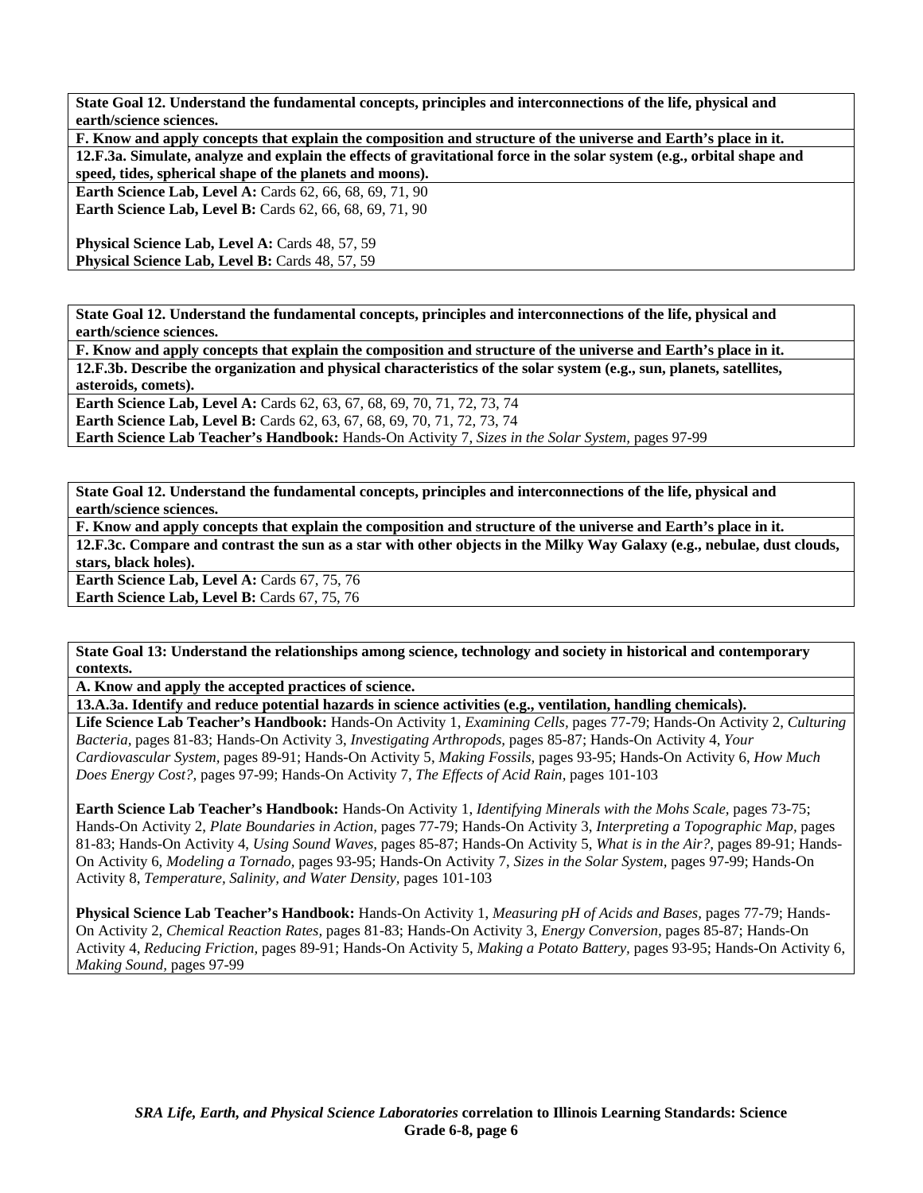**State Goal 12. Understand the fundamental concepts, principles and interconnections of the life, physical and earth/science sciences.**

**F. Know and apply concepts that explain the composition and structure of the universe and Earth's place in it.**

**12.F.3a. Simulate, analyze and explain the effects of gravitational force in the solar system (e.g., orbital shape and speed, tides, spherical shape of the planets and moons).**

**Earth Science Lab, Level A:** Cards 62, 66, 68, 69, 71, 90
**Earth Science Lab, Level B:** Cards 62, 66, 68, 69, 71, 90

**Physical Science Lab, Level A:** Cards 48, 57, 59
**Physical Science Lab, Level B:** Cards 48, 57, 59

**State Goal 12. Understand the fundamental concepts, principles and interconnections of the life, physical and earth/science sciences.**

**F. Know and apply concepts that explain the composition and structure of the universe and Earth's place in it.**

**12.F.3b. Describe the organization and physical characteristics of the solar system (e.g., sun, planets, satellites, asteroids, comets).**

**Earth Science Lab, Level A:** Cards 62, 63, 67, 68, 69, 70, 71, 72, 73, 74
**Earth Science Lab, Level B:** Cards 62, 63, 67, 68, 69, 70, 71, 72, 73, 74
**Earth Science Lab Teacher's Handbook:** Hands-On Activity 7, *Sizes in the Solar System,* pages 97-99

**State Goal 12. Understand the fundamental concepts, principles and interconnections of the life, physical and earth/science sciences.**

**F. Know and apply concepts that explain the composition and structure of the universe and Earth's place in it.**

**12.F.3c. Compare and contrast the sun as a star with other objects in the Milky Way Galaxy (e.g., nebulae, dust clouds, stars, black holes).**

**Earth Science Lab, Level A:** Cards 67, 75, 76
**Earth Science Lab, Level B:** Cards 67, 75, 76

**State Goal 13: Understand the relationships among science, technology and society in historical and contemporary contexts.**

**A. Know and apply the accepted practices of science.**

**13.A.3a. Identify and reduce potential hazards in science activities (e.g., ventilation, handling chemicals).**

**Life Science Lab Teacher's Handbook:** Hands-On Activity 1, *Examining Cells,* pages 77-79; Hands-On Activity 2, *Culturing Bacteria,* pages 81-83; Hands-On Activity 3, *Investigating Arthropods,* pages 85-87; Hands-On Activity 4, *Your Cardiovascular System,* pages 89-91; Hands-On Activity 5, *Making Fossils,* pages 93-95; Hands-On Activity 6, *How Much Does Energy Cost?,* pages 97-99; Hands-On Activity 7, *The Effects of Acid Rain,* pages 101-103

**Earth Science Lab Teacher's Handbook:** Hands-On Activity 1, *Identifying Minerals with the Mohs Scale,* pages 73-75; Hands-On Activity 2, *Plate Boundaries in Action,* pages 77-79; Hands-On Activity 3, *Interpreting a Topographic Map,* pages 81-83; Hands-On Activity 4, *Using Sound Waves,* pages 85-87; Hands-On Activity 5, *What is in the Air?,* pages 89-91; Hands-On Activity 6, *Modeling a Tornado,* pages 93-95; Hands-On Activity 7, *Sizes in the Solar System,* pages 97-99; Hands-On Activity 8, *Temperature, Salinity, and Water Density,* pages 101-103

**Physical Science Lab Teacher's Handbook:** Hands-On Activity 1, *Measuring pH of Acids and Bases,* pages 77-79; Hands-On Activity 2, *Chemical Reaction Rates,* pages 81-83; Hands-On Activity 3, *Energy Conversion,* pages 85-87; Hands-On Activity 4, *Reducing Friction,* pages 89-91; Hands-On Activity 5, *Making a Potato Battery,* pages 93-95; Hands-On Activity 6, *Making Sound,* pages 97-99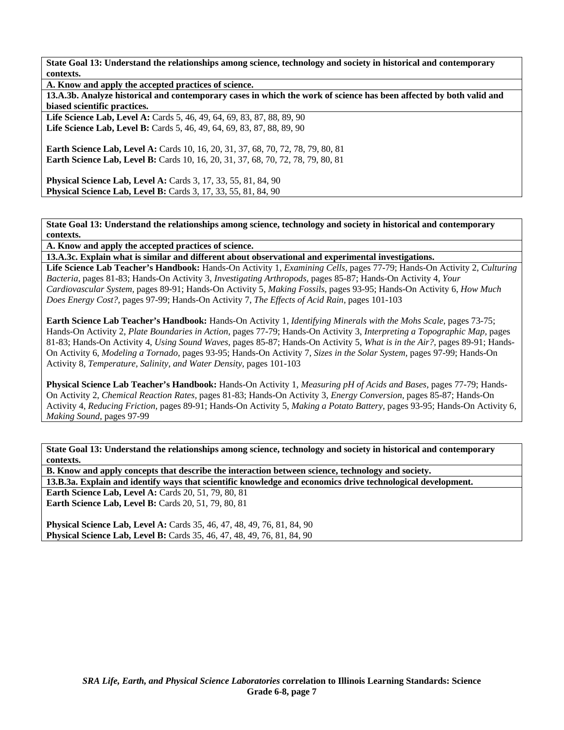**State Goal 13: Understand the relationships among science, technology and society in historical and contemporary contexts.**

**A. Know and apply the accepted practices of science.**

**13.A.3b. Analyze historical and contemporary cases in which the work of science has been affected by both valid and biased scientific practices.**

**Life Science Lab, Level A:** Cards 5, 46, 49, 64, 69, 83, 87, 88, 89, 90
**Life Science Lab, Level B:** Cards 5, 46, 49, 64, 69, 83, 87, 88, 89, 90

**Earth Science Lab, Level A:** Cards 10, 16, 20, 31, 37, 68, 70, 72, 78, 79, 80, 81
**Earth Science Lab, Level B:** Cards 10, 16, 20, 31, 37, 68, 70, 72, 78, 79, 80, 81

**Physical Science Lab, Level A:** Cards 3, 17, 33, 55, 81, 84, 90
**Physical Science Lab, Level B:** Cards 3, 17, 33, 55, 81, 84, 90

**State Goal 13: Understand the relationships among science, technology and society in historical and contemporary contexts.**

**A. Know and apply the accepted practices of science.**

**13.A.3c. Explain what is similar and different about observational and experimental investigations.**

**Life Science Lab Teacher's Handbook:** Hands-On Activity 1, *Examining Cells,* pages 77-79; Hands-On Activity 2, *Culturing Bacteria,* pages 81-83; Hands-On Activity 3, *Investigating Arthropods,* pages 85-87; Hands-On Activity 4, *Your Cardiovascular System,* pages 89-91; Hands-On Activity 5, *Making Fossils,* pages 93-95; Hands-On Activity 6, *How Much Does Energy Cost?,* pages 97-99; Hands-On Activity 7, *The Effects of Acid Rain,* pages 101-103

**Earth Science Lab Teacher's Handbook:** Hands-On Activity 1, *Identifying Minerals with the Mohs Scale,* pages 73-75; Hands-On Activity 2, *Plate Boundaries in Action,* pages 77-79; Hands-On Activity 3, *Interpreting a Topographic Map,* pages 81-83; Hands-On Activity 4, *Using Sound Waves,* pages 85-87; Hands-On Activity 5, *What is in the Air?,* pages 89-91; Hands-On Activity 6, *Modeling a Tornado,* pages 93-95; Hands-On Activity 7, *Sizes in the Solar System,* pages 97-99; Hands-On Activity 8, *Temperature, Salinity, and Water Density,* pages 101-103

**Physical Science Lab Teacher's Handbook:** Hands-On Activity 1, *Measuring pH of Acids and Bases,* pages 77-79; Hands-On Activity 2, *Chemical Reaction Rates,* pages 81-83; Hands-On Activity 3, *Energy Conversion,* pages 85-87; Hands-On Activity 4, *Reducing Friction,* pages 89-91; Hands-On Activity 5, *Making a Potato Battery,* pages 93-95; Hands-On Activity 6, *Making Sound,* pages 97-99

**State Goal 13: Understand the relationships among science, technology and society in historical and contemporary contexts.**

**B. Know and apply concepts that describe the interaction between science, technology and society.**

**13.B.3a. Explain and identify ways that scientific knowledge and economics drive technological development.**

**Earth Science Lab, Level A:** Cards 20, 51, 79, 80, 81
**Earth Science Lab, Level B:** Cards 20, 51, 79, 80, 81

**Physical Science Lab, Level A:** Cards 35, 46, 47, 48, 49, 76, 81, 84, 90
**Physical Science Lab, Level B:** Cards 35, 46, 47, 48, 49, 76, 81, 84, 90

*SRA Life, Earth, and Physical Science Laboratories* **correlation to Illinois Learning Standards: Science Grade 6-8**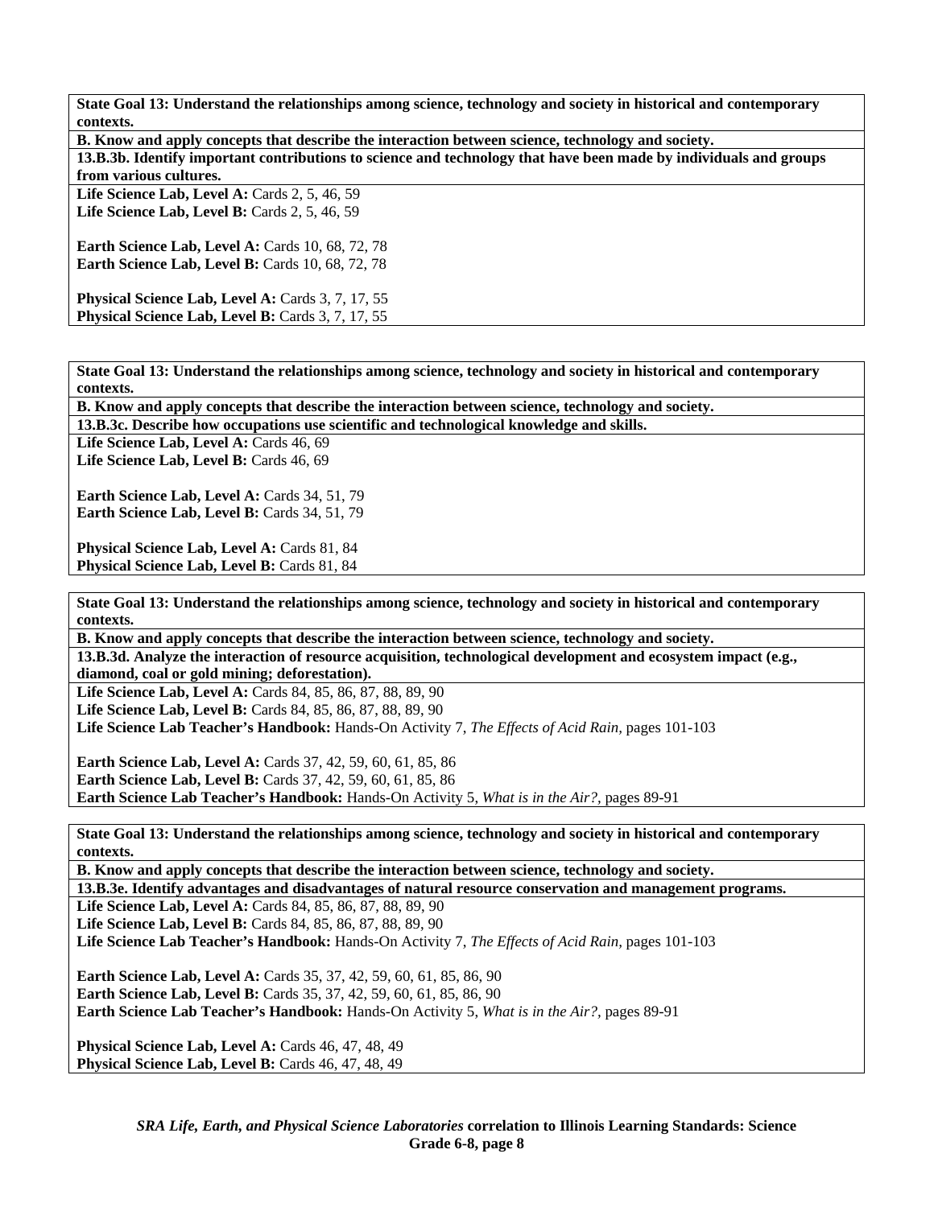**State Goal 13: Understand the relationships among science, technology and society in historical and contemporary contexts.**

**B. Know and apply concepts that describe the interaction between science, technology and society.**

**13.B.3b. Identify important contributions to science and technology that have been made by individuals and groups from various cultures.**

**Life Science Lab, Level A:** Cards 2, 5, 46, 59
**Life Science Lab, Level B:** Cards 2, 5, 46, 59

**Earth Science Lab, Level A:** Cards 10, 68, 72, 78
**Earth Science Lab, Level B:** Cards 10, 68, 72, 78

**Physical Science Lab, Level A:** Cards 3, 7, 17, 55
**Physical Science Lab, Level B:** Cards 3, 7, 17, 55

**State Goal 13: Understand the relationships among science, technology and society in historical and contemporary contexts.**

**B. Know and apply concepts that describe the interaction between science, technology and society.**

**13.B.3c. Describe how occupations use scientific and technological knowledge and skills.**

**Life Science Lab, Level A:** Cards 46, 69
**Life Science Lab, Level B:** Cards 46, 69

**Earth Science Lab, Level A:** Cards 34, 51, 79
**Earth Science Lab, Level B:** Cards 34, 51, 79

**Physical Science Lab, Level A:** Cards 81, 84
**Physical Science Lab, Level B:** Cards 81, 84

**State Goal 13: Understand the relationships among science, technology and society in historical and contemporary contexts.**

**B. Know and apply concepts that describe the interaction between science, technology and society.**

**13.B.3d. Analyze the interaction of resource acquisition, technological development and ecosystem impact (e.g., diamond, coal or gold mining; deforestation).**

**Life Science Lab, Level A:** Cards 84, 85, 86, 87, 88, 89, 90
**Life Science Lab, Level B:** Cards 84, 85, 86, 87, 88, 89, 90
**Life Science Lab Teacher's Handbook:** Hands-On Activity 7, *The Effects of Acid Rain,* pages 101-103

**Earth Science Lab, Level A:** Cards 37, 42, 59, 60, 61, 85, 86
**Earth Science Lab, Level B:** Cards 37, 42, 59, 60, 61, 85, 86
**Earth Science Lab Teacher's Handbook:** Hands-On Activity 5, *What is in the Air?,* pages 89-91

**State Goal 13: Understand the relationships among science, technology and society in historical and contemporary contexts.**

**B. Know and apply concepts that describe the interaction between science, technology and society.**

**13.B.3e. Identify advantages and disadvantages of natural resource conservation and management programs.**

**Life Science Lab, Level A:** Cards 84, 85, 86, 87, 88, 89, 90
**Life Science Lab, Level B:** Cards 84, 85, 86, 87, 88, 89, 90
**Life Science Lab Teacher's Handbook:** Hands-On Activity 7, *The Effects of Acid Rain,* pages 101-103

**Earth Science Lab, Level A:** Cards 35, 37, 42, 59, 60, 61, 85, 86, 90
**Earth Science Lab, Level B:** Cards 35, 37, 42, 59, 60, 61, 85, 86, 90
**Earth Science Lab Teacher's Handbook:** Hands-On Activity 5, *What is in the Air?,* pages 89-91

**Physical Science Lab, Level A:** Cards 46, 47, 48, 49
**Physical Science Lab, Level B:** Cards 46, 47, 48, 49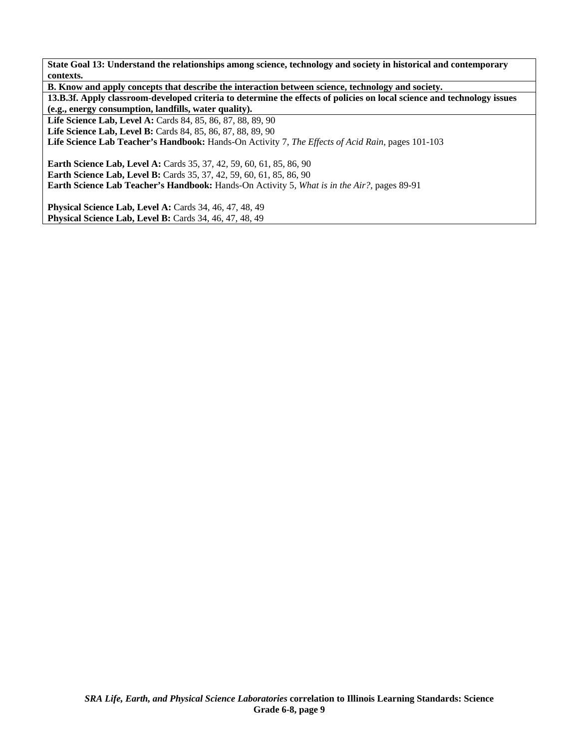**State Goal 13: Understand the relationships among science, technology and society in historical and contemporary contexts.**

**B. Know and apply concepts that describe the interaction between science, technology and society.**

**13.B.3f. Apply classroom-developed criteria to determine the effects of policies on local science and technology issues (e.g., energy consumption, landfills, water quality).**

**Life Science Lab, Level A:** Cards 84, 85, 86, 87, 88, 89, 90
**Life Science Lab, Level B:** Cards 84, 85, 86, 87, 88, 89, 90
**Life Science Lab Teacher's Handbook:** Hands-On Activity 7, *The Effects of Acid Rain,* pages 101-103

**Earth Science Lab, Level A:** Cards 35, 37, 42, 59, 60, 61, 85, 86, 90
**Earth Science Lab, Level B:** Cards 35, 37, 42, 59, 60, 61, 85, 86, 90
**Earth Science Lab Teacher's Handbook:** Hands-On Activity 5, *What is in the Air?,* pages 89-91

**Physical Science Lab, Level A:** Cards 34, 46, 47, 48, 49
**Physical Science Lab, Level B:** Cards 34, 46, 47, 48, 49